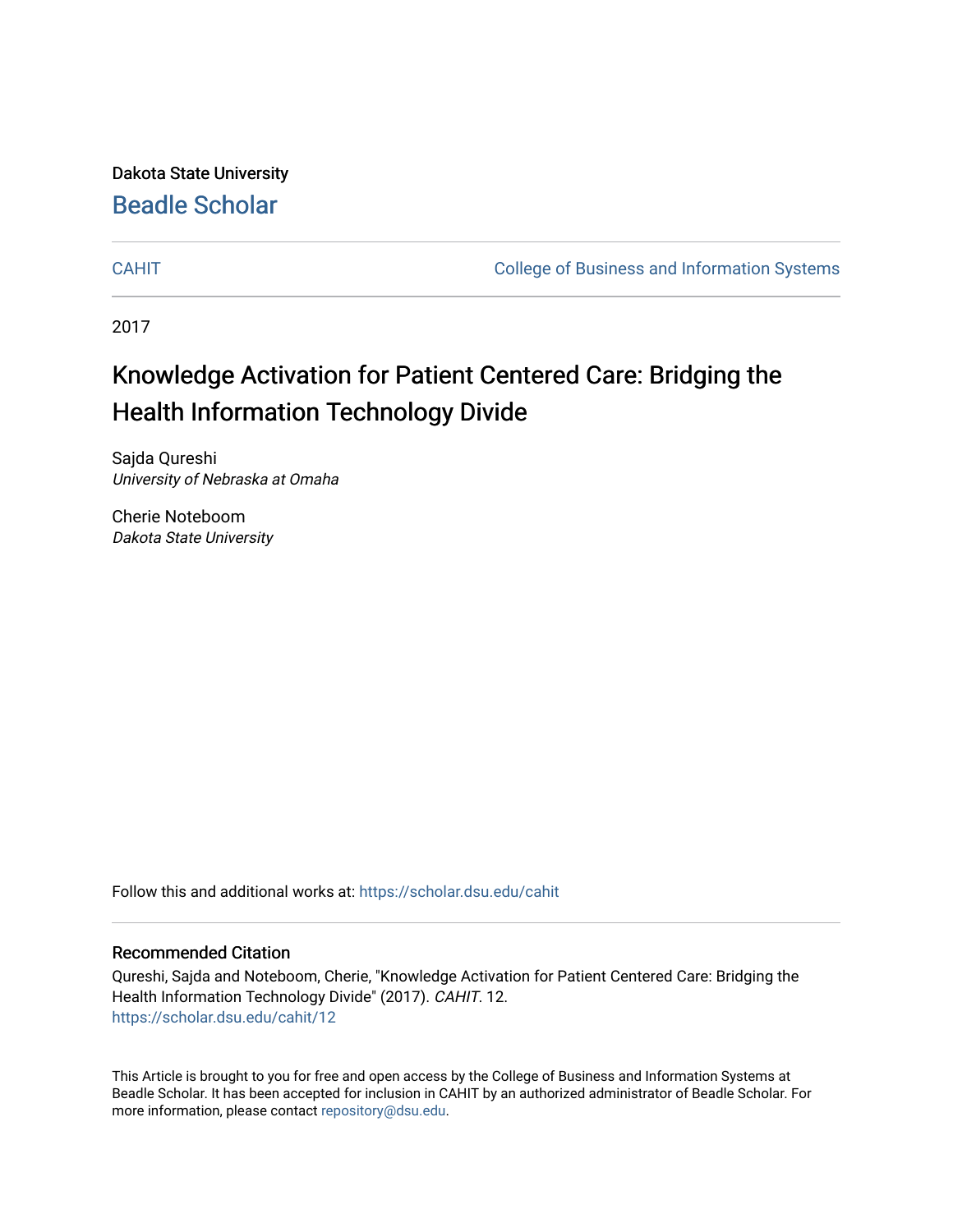Dakota State University

Beadle Scholar

CAHIT | College of Business and Information Systems

2017

# Knowledge Activation for Patient Centered Care: Bridging the Health Information Technology Divide

Sajda Qureshi
*University of Nebraska at Omaha*

Cherie Noteboom
*Dakota State University*

Follow this and additional works at: https://scholar.dsu.edu/cahit

## Recommended Citation

Qureshi, Sajda and Noteboom, Cherie, "Knowledge Activation for Patient Centered Care: Bridging the Health Information Technology Divide" (2017). *CAHIT*. 12.
https://scholar.dsu.edu/cahit/12

This Article is brought to you for free and open access by the College of Business and Information Systems at Beadle Scholar. It has been accepted for inclusion in CAHIT by an authorized administrator of Beadle Scholar. For more information, please contact repository@dsu.edu.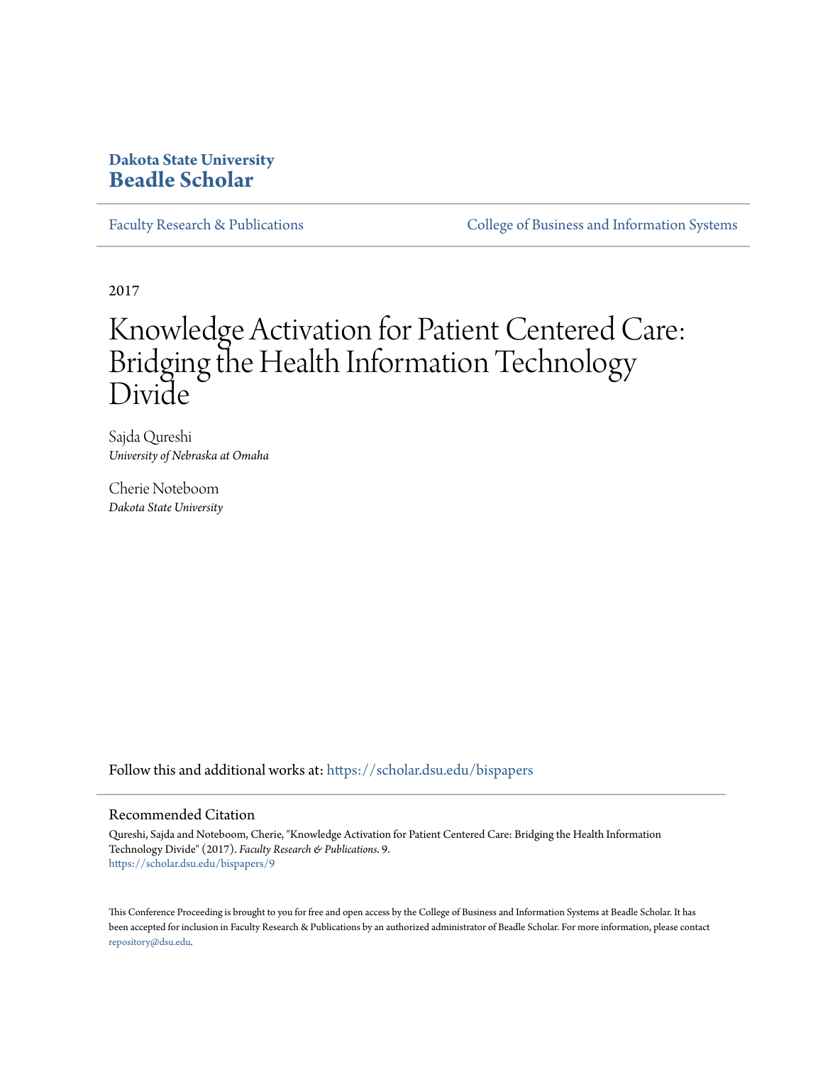**Dakota State University**
**Beadle Scholar**

Faculty Research & Publications | College of Business and Information Systems

2017

# Knowledge Activation for Patient Centered Care: Bridging the Health Information Technology Divide

Sajda Qureshi
*University of Nebraska at Omaha*

Cherie Noteboom
*Dakota State University*

Follow this and additional works at: https://scholar.dsu.edu/bispapers

## Recommended Citation

Qureshi, Sajda and Noteboom, Cherie, "Knowledge Activation for Patient Centered Care: Bridging the Health Information Technology Divide" (2017). *Faculty Research & Publications*. 9.
https://scholar.dsu.edu/bispapers/9

This Conference Proceeding is brought to you for free and open access by the College of Business and Information Systems at Beadle Scholar. It has been accepted for inclusion in Faculty Research & Publications by an authorized administrator of Beadle Scholar. For more information, please contact repository@dsu.edu.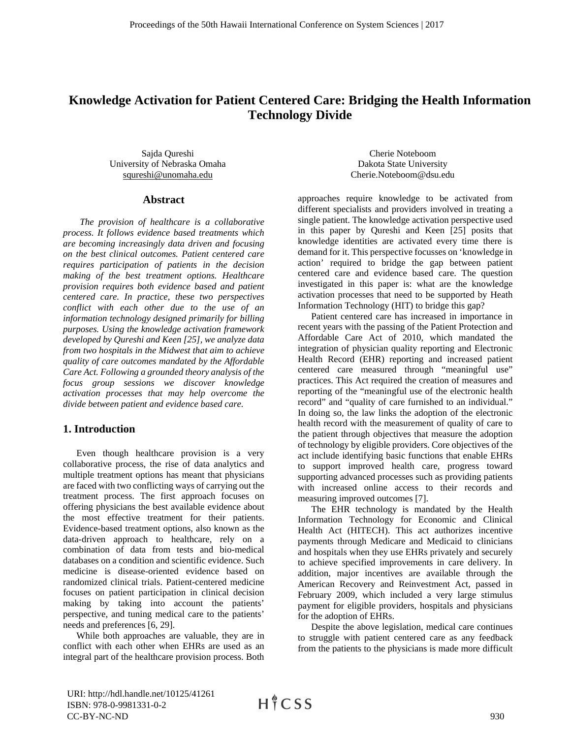# Knowledge Activation for Patient Centered Care: Bridging the Health Information Technology Divide

Sajda Qureshi
University of Nebraska Omaha
squreshi@unomaha.edu

Cherie Noteboom
Dakota State University
Cherie.Noteboom@dsu.edu

## Abstract

*The provision of healthcare is a collaborative process. It follows evidence based treatments which are becoming increasingly data driven and focusing on the best clinical outcomes. Patient centered care requires participation of patients in the decision making of the best treatment options. Healthcare provision requires both evidence based and patient centered care. In practice, these two perspectives conflict with each other due to the use of an information technology designed primarily for billing purposes. Using the knowledge activation framework developed by Qureshi and Keen [25], we analyze data from two hospitals in the Midwest that aim to achieve quality of care outcomes mandated by the Affordable Care Act. Following a grounded theory analysis of the focus group sessions we discover knowledge activation processes that may help overcome the divide between patient and evidence based care.*

## 1. Introduction

Even though healthcare provision is a very collaborative process, the rise of data analytics and multiple treatment options has meant that physicians are faced with two conflicting ways of carrying out the treatment process. The first approach focuses on offering physicians the best available evidence about the most effective treatment for their patients. Evidence-based treatment options, also known as the data-driven approach to healthcare, rely on a combination of data from tests and bio-medical databases on a condition and scientific evidence. Such medicine is disease-oriented evidence based on randomized clinical trials. Patient-centered medicine focuses on patient participation in clinical decision making by taking into account the patients' perspective, and tuning medical care to the patients' needs and preferences [6, 29].

While both approaches are valuable, they are in conflict with each other when EHRs are used as an integral part of the healthcare provision process. Both approaches require knowledge to be activated from different specialists and providers involved in treating a single patient. The knowledge activation perspective used in this paper by Qureshi and Keen [25] posits that knowledge identities are activated every time there is demand for it. This perspective focusses on 'knowledge in action' required to bridge the gap between patient centered care and evidence based care. The question investigated in this paper is: what are the knowledge activation processes that need to be supported by Heath Information Technology (HIT) to bridge this gap?

Patient centered care has increased in importance in recent years with the passing of the Patient Protection and Affordable Care Act of 2010, which mandated the integration of physician quality reporting and Electronic Health Record (EHR) reporting and increased patient centered care measured through "meaningful use" practices. This Act required the creation of measures and reporting of the "meaningful use of the electronic health record" and "quality of care furnished to an individual." In doing so, the law links the adoption of the electronic health record with the measurement of quality of care to the patient through objectives that measure the adoption of technology by eligible providers. Core objectives of the act include identifying basic functions that enable EHRs to support improved health care, progress toward supporting advanced processes such as providing patients with increased online access to their records and measuring improved outcomes [7].

The EHR technology is mandated by the Health Information Technology for Economic and Clinical Health Act (HITECH). This act authorizes incentive payments through Medicare and Medicaid to clinicians and hospitals when they use EHRs privately and securely to achieve specified improvements in care delivery. In addition, major incentives are available through the American Recovery and Reinvestment Act, passed in February 2009, which included a very large stimulus payment for eligible providers, hospitals and physicians for the adoption of EHRs.

Despite the above legislation, medical care continues to struggle with patient centered care as any feedback from the patients to the physicians is made more difficult

URI: http://hdl.handle.net/10125/41261
ISBN: 978-0-9981331-0-2
CC-BY-NC-ND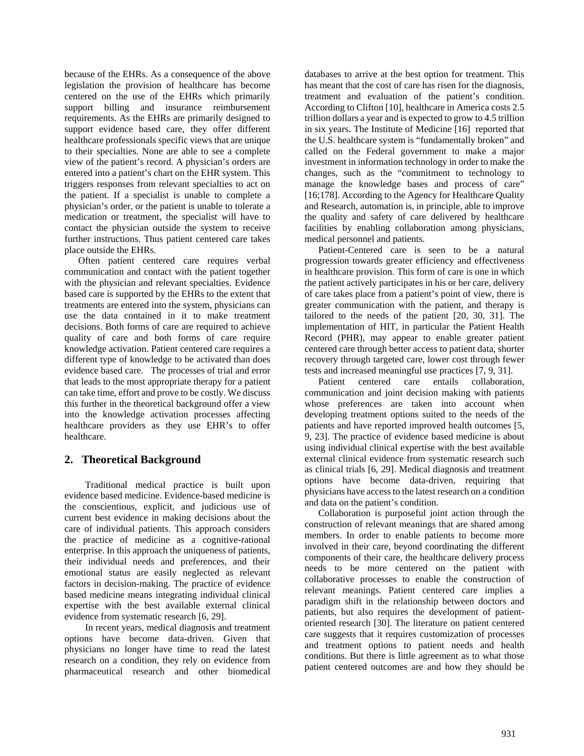because of the EHRs. As a consequence of the above legislation the provision of healthcare has become centered on the use of the EHRs which primarily support billing and insurance reimbursement requirements. As the EHRs are primarily designed to support evidence based care, they offer different healthcare professionals specific views that are unique to their specialties. None are able to see a complete view of the patient's record. A physician's orders are entered into a patient's chart on the EHR system. This triggers responses from relevant specialties to act on the patient. If a specialist is unable to complete a physician's order, or the patient is unable to tolerate a medication or treatment, the specialist will have to contact the physician outside the system to receive further instructions. Thus patient centered care takes place outside the EHRs.

Often patient centered care requires verbal communication and contact with the patient together with the physician and relevant specialties. Evidence based care is supported by the EHRs to the extent that treatments are entered into the system, physicians can use the data contained in it to make treatment decisions. Both forms of care are required to achieve quality of care and both forms of care require knowledge activation. Patient centered care requires a different type of knowledge to be activated than does evidence based care. The processes of trial and error that leads to the most appropriate therapy for a patient can take time, effort and prove to be costly. We discuss this further in the theoretical background offer a view into the knowledge activation processes affecting healthcare providers as they use EHR's to offer healthcare.

## 2. Theoretical Background

Traditional medical practice is built upon evidence based medicine. Evidence-based medicine is the conscientious, explicit, and judicious use of current best evidence in making decisions about the care of individual patients. This approach considers the practice of medicine as a cognitive-rational enterprise. In this approach the uniqueness of patients, their individual needs and preferences, and their emotional status are easily neglected as relevant factors in decision-making. The practice of evidence based medicine means integrating individual clinical expertise with the best available external clinical evidence from systematic research [6, 29].

In recent years, medical diagnosis and treatment options have become data-driven. Given that physicians no longer have time to read the latest research on a condition, they rely on evidence from pharmaceutical research and other biomedical databases to arrive at the best option for treatment. This has meant that the cost of care has risen for the diagnosis, treatment and evaluation of the patient's condition. According to Clifton [10], healthcare in America costs 2.5 trillion dollars a year and is expected to grow to 4.5 trillion in six years. The Institute of Medicine [16] reported that the U.S. healthcare system is "fundamentally broken" and called on the Federal government to make a major investment in information technology in order to make the changes, such as the "commitment to technology to manage the knowledge bases and process of care" [16;178]. According to the Agency for Healthcare Quality and Research, automation is, in principle, able to improve the quality and safety of care delivered by healthcare facilities by enabling collaboration among physicians, medical personnel and patients.

Patient-Centered care is seen to be a natural progression towards greater efficiency and effectiveness in healthcare provision. This form of care is one in which the patient actively participates in his or her care, delivery of care takes place from a patient's point of view, there is greater communication with the patient, and therapy is tailored to the needs of the patient [20, 30, 31]. The implementation of HIT, in particular the Patient Health Record (PHR), may appear to enable greater patient centered care through better access to patient data, shorter recovery through targeted care, lower cost through fewer tests and increased meaningful use practices [7, 9, 31].

Patient centered care entails collaboration, communication and joint decision making with patients whose preferences are taken into account when developing treatment options suited to the needs of the patients and have reported improved health outcomes [5, 9, 23]. The practice of evidence based medicine is about using individual clinical expertise with the best available external clinical evidence from systematic research such as clinical trials [6, 29]. Medical diagnosis and treatment options have become data-driven, requiring that physicians have access to the latest research on a condition and data on the patient's condition.

Collaboration is purposeful joint action through the construction of relevant meanings that are shared among members. In order to enable patients to become more involved in their care, beyond coordinating the different components of their care, the healthcare delivery process needs to be more centered on the patient with collaborative processes to enable the construction of relevant meanings. Patient centered care implies a paradigm shift in the relationship between doctors and patients, but also requires the development of patient-oriented research [30]. The literature on patient centered care suggests that it requires customization of processes and treatment options to patient needs and health conditions. But there is little agreement as to what those patient centered outcomes are and how they should be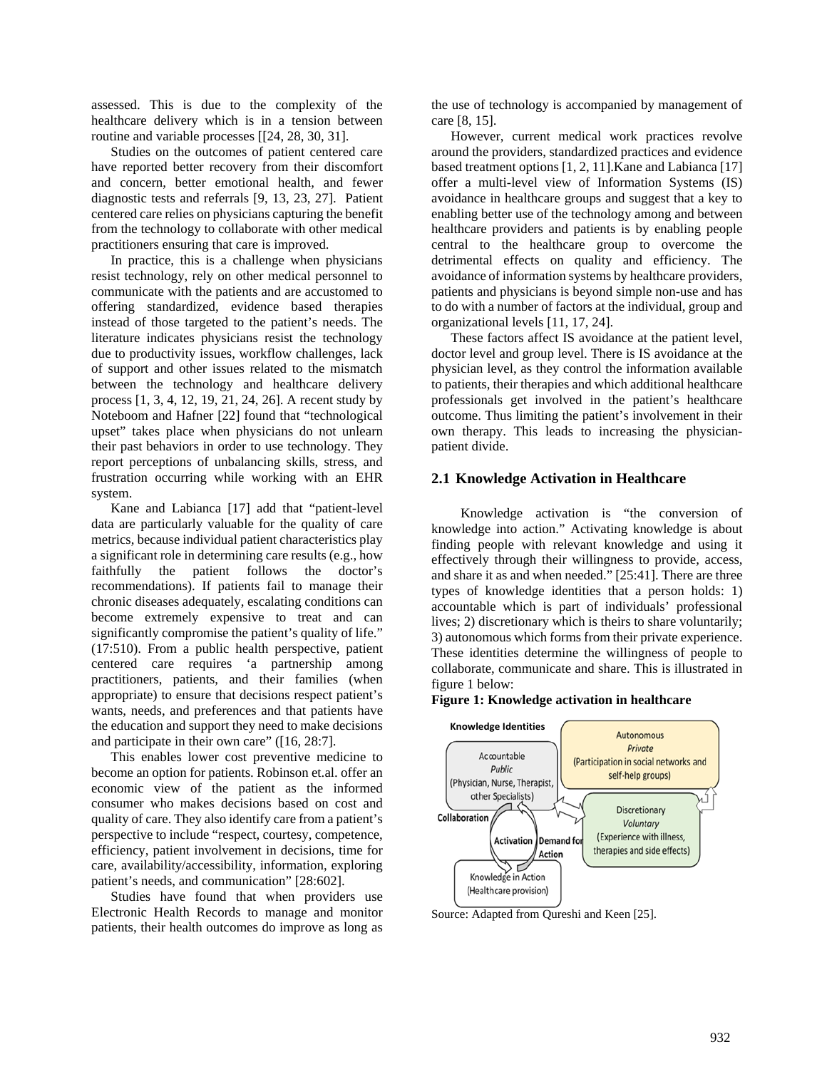assessed. This is due to the complexity of the healthcare delivery which is in a tension between routine and variable processes [[24, 28, 30, 31].

Studies on the outcomes of patient centered care have reported better recovery from their discomfort and concern, better emotional health, and fewer diagnostic tests and referrals [9, 13, 23, 27]. Patient centered care relies on physicians capturing the benefit from the technology to collaborate with other medical practitioners ensuring that care is improved.

In practice, this is a challenge when physicians resist technology, rely on other medical personnel to communicate with the patients and are accustomed to offering standardized, evidence based therapies instead of those targeted to the patient's needs. The literature indicates physicians resist the technology due to productivity issues, workflow challenges, lack of support and other issues related to the mismatch between the technology and healthcare delivery process [1, 3, 4, 12, 19, 21, 24, 26]. A recent study by Noteboom and Hafner [22] found that "technological upset" takes place when physicians do not unlearn their past behaviors in order to use technology. They report perceptions of unbalancing skills, stress, and frustration occurring while working with an EHR system.

Kane and Labianca [17] add that "patient-level data are particularly valuable for the quality of care metrics, because individual patient characteristics play a significant role in determining care results (e.g., how faithfully the patient follows the doctor's recommendations). If patients fail to manage their chronic diseases adequately, escalating conditions can become extremely expensive to treat and can significantly compromise the patient's quality of life." (17:510). From a public health perspective, patient centered care requires 'a partnership among practitioners, patients, and their families (when appropriate) to ensure that decisions respect patient's wants, needs, and preferences and that patients have the education and support they need to make decisions and participate in their own care" ([16, 28:7].

This enables lower cost preventive medicine to become an option for patients. Robinson et.al. offer an economic view of the patient as the informed consumer who makes decisions based on cost and quality of care. They also identify care from a patient's perspective to include "respect, courtesy, competence, efficiency, patient involvement in decisions, time for care, availability/accessibility, information, exploring patient's needs, and communication" [28:602].

Studies have found that when providers use Electronic Health Records to manage and monitor patients, their health outcomes do improve as long as the use of technology is accompanied by management of care [8, 15].

However, current medical work practices revolve around the providers, standardized practices and evidence based treatment options [1, 2, 11].Kane and Labianca [17] offer a multi-level view of Information Systems (IS) avoidance in healthcare groups and suggest that a key to enabling better use of the technology among and between healthcare providers and patients is by enabling people central to the healthcare group to overcome the detrimental effects on quality and efficiency. The avoidance of information systems by healthcare providers, patients and physicians is beyond simple non-use and has to do with a number of factors at the individual, group and organizational levels [11, 17, 24].

These factors affect IS avoidance at the patient level, doctor level and group level. There is IS avoidance at the physician level, as they control the information available to patients, their therapies and which additional healthcare professionals get involved in the patient's healthcare outcome. Thus limiting the patient's involvement in their own therapy. This leads to increasing the physician-patient divide.

## 2.1 Knowledge Activation in Healthcare

Knowledge activation is "the conversion of knowledge into action." Activating knowledge is about finding people with relevant knowledge and using it effectively through their willingness to provide, access, and share it as and when needed." [25:41]. There are three types of knowledge identities that a person holds: 1) accountable which is part of individuals' professional lives; 2) discretionary which is theirs to share voluntarily; 3) autonomous which forms from their private experience. These identities determine the willingness of people to collaborate, communicate and share. This is illustrated in figure 1 below:

**Figure 1: Knowledge activation in healthcare**

Source: Adapted from Qureshi and Keen [25].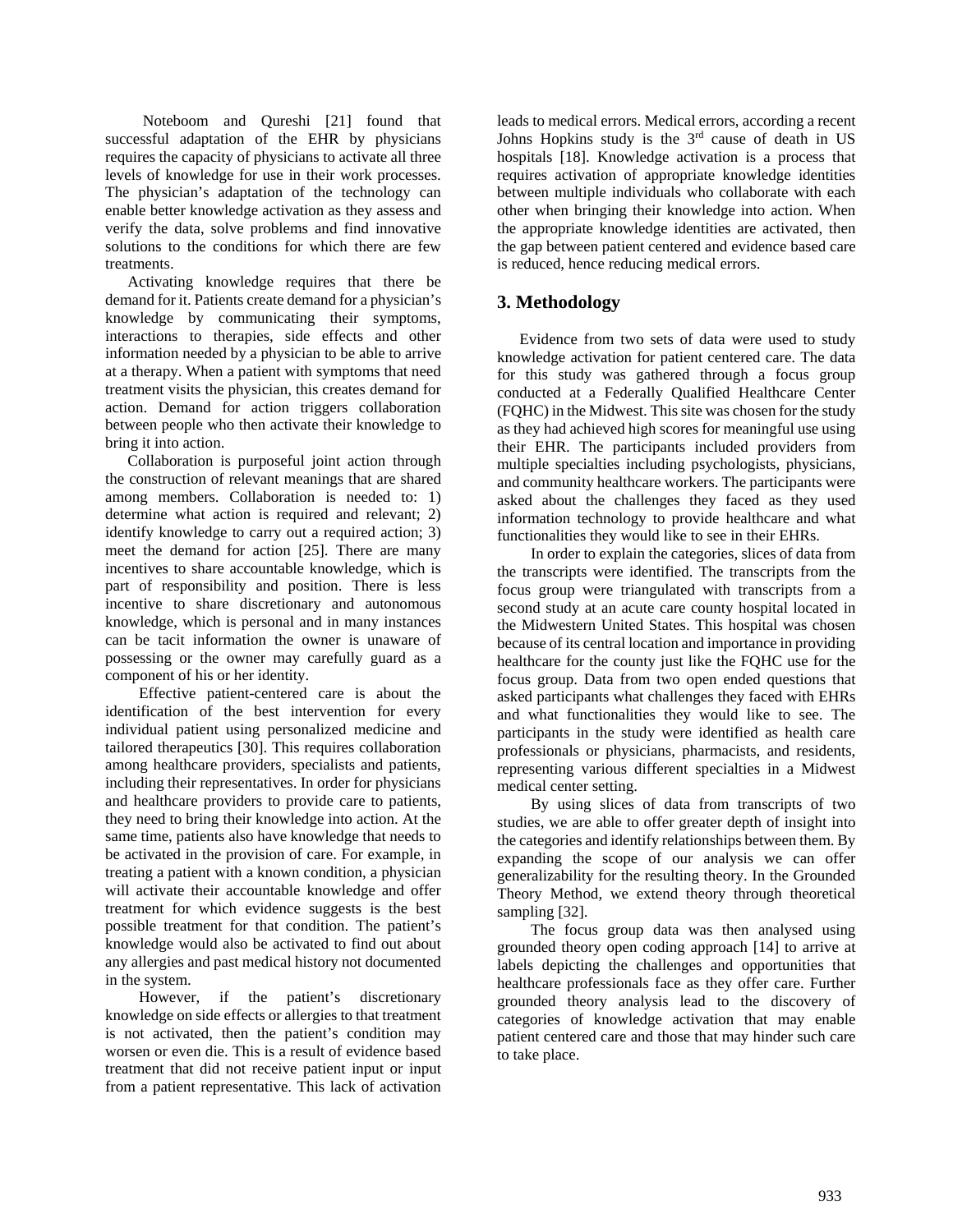Noteboom and Qureshi [21] found that successful adaptation of the EHR by physicians requires the capacity of physicians to activate all three levels of knowledge for use in their work processes. The physician's adaptation of the technology can enable better knowledge activation as they assess and verify the data, solve problems and find innovative solutions to the conditions for which there are few treatments.

Activating knowledge requires that there be demand for it. Patients create demand for a physician's knowledge by communicating their symptoms, interactions to therapies, side effects and other information needed by a physician to be able to arrive at a therapy. When a patient with symptoms that need treatment visits the physician, this creates demand for action. Demand for action triggers collaboration between people who then activate their knowledge to bring it into action.

Collaboration is purposeful joint action through the construction of relevant meanings that are shared among members. Collaboration is needed to: 1) determine what action is required and relevant; 2) identify knowledge to carry out a required action; 3) meet the demand for action [25]. There are many incentives to share accountable knowledge, which is part of responsibility and position. There is less incentive to share discretionary and autonomous knowledge, which is personal and in many instances can be tacit information the owner is unaware of possessing or the owner may carefully guard as a component of his or her identity.

Effective patient-centered care is about the identification of the best intervention for every individual patient using personalized medicine and tailored therapeutics [30]. This requires collaboration among healthcare providers, specialists and patients, including their representatives. In order for physicians and healthcare providers to provide care to patients, they need to bring their knowledge into action. At the same time, patients also have knowledge that needs to be activated in the provision of care. For example, in treating a patient with a known condition, a physician will activate their accountable knowledge and offer treatment for which evidence suggests is the best possible treatment for that condition. The patient's knowledge would also be activated to find out about any allergies and past medical history not documented in the system.

However, if the patient's discretionary knowledge on side effects or allergies to that treatment is not activated, then the patient's condition may worsen or even die. This is a result of evidence based treatment that did not receive patient input or input from a patient representative. This lack of activation leads to medical errors. Medical errors, according a recent Johns Hopkins study is the 3rd cause of death in US hospitals [18]. Knowledge activation is a process that requires activation of appropriate knowledge identities between multiple individuals who collaborate with each other when bringing their knowledge into action. When the appropriate knowledge identities are activated, then the gap between patient centered and evidence based care is reduced, hence reducing medical errors.

## 3. Methodology

Evidence from two sets of data were used to study knowledge activation for patient centered care. The data for this study was gathered through a focus group conducted at a Federally Qualified Healthcare Center (FQHC) in the Midwest. This site was chosen for the study as they had achieved high scores for meaningful use using their EHR. The participants included providers from multiple specialties including psychologists, physicians, and community healthcare workers. The participants were asked about the challenges they faced as they used information technology to provide healthcare and what functionalities they would like to see in their EHRs.

In order to explain the categories, slices of data from the transcripts were identified. The transcripts from the focus group were triangulated with transcripts from a second study at an acute care county hospital located in the Midwestern United States. This hospital was chosen because of its central location and importance in providing healthcare for the county just like the FQHC use for the focus group. Data from two open ended questions that asked participants what challenges they faced with EHRs and what functionalities they would like to see. The participants in the study were identified as health care professionals or physicians, pharmacists, and residents, representing various different specialties in a Midwest medical center setting.

By using slices of data from transcripts of two studies, we are able to offer greater depth of insight into the categories and identify relationships between them. By expanding the scope of our analysis we can offer generalizability for the resulting theory. In the Grounded Theory Method, we extend theory through theoretical sampling [32].

The focus group data was then analysed using grounded theory open coding approach [14] to arrive at labels depicting the challenges and opportunities that healthcare professionals face as they offer care. Further grounded theory analysis lead to the discovery of categories of knowledge activation that may enable patient centered care and those that may hinder such care to take place.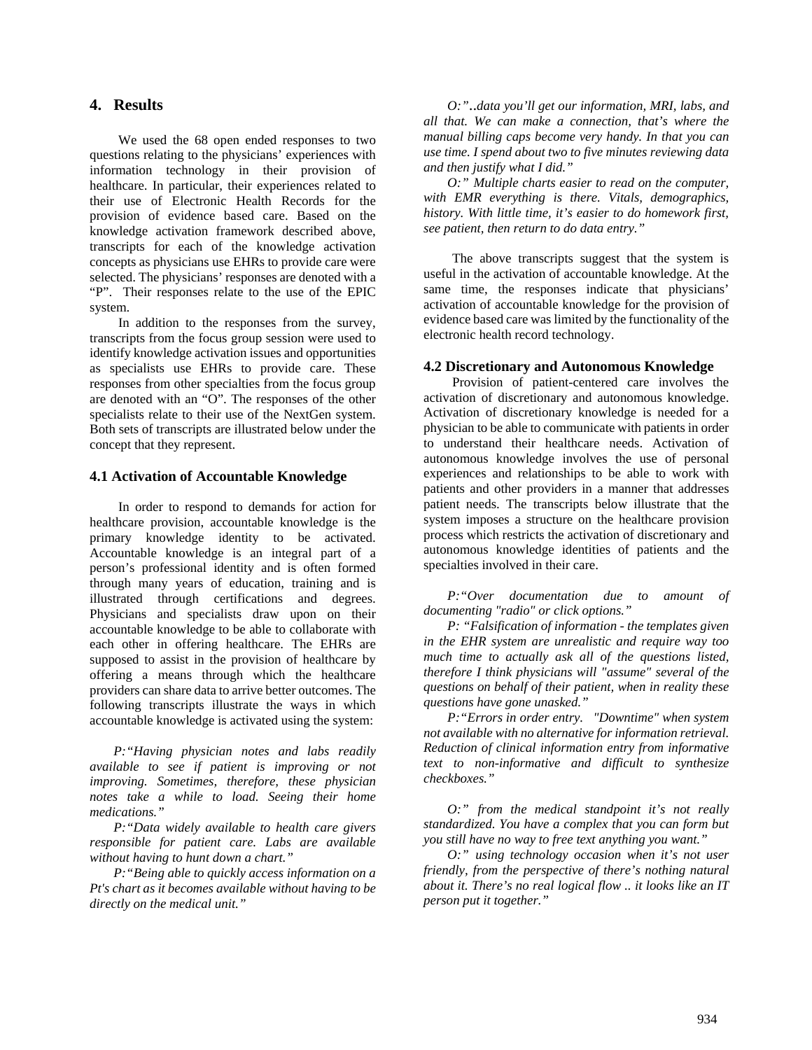## 4. Results

We used the 68 open ended responses to two questions relating to the physicians' experiences with information technology in their provision of healthcare. In particular, their experiences related to their use of Electronic Health Records for the provision of evidence based care. Based on the knowledge activation framework described above, transcripts for each of the knowledge activation concepts as physicians use EHRs to provide care were selected. The physicians' responses are denoted with a "P". Their responses relate to the use of the EPIC system.

In addition to the responses from the survey, transcripts from the focus group session were used to identify knowledge activation issues and opportunities as specialists use EHRs to provide care. These responses from other specialties from the focus group are denoted with an "O". The responses of the other specialists relate to their use of the NextGen system. Both sets of transcripts are illustrated below under the concept that they represent.

### 4.1 Activation of Accountable Knowledge

In order to respond to demands for action for healthcare provision, accountable knowledge is the primary knowledge identity to be activated. Accountable knowledge is an integral part of a person's professional identity and is often formed through many years of education, training and is illustrated through certifications and degrees. Physicians and specialists draw upon on their accountable knowledge to be able to collaborate with each other in offering healthcare. The EHRs are supposed to assist in the provision of healthcare by offering a means through which the healthcare providers can share data to arrive better outcomes. The following transcripts illustrate the ways in which accountable knowledge is activated using the system:

*P:"Having physician notes and labs readily available to see if patient is improving or not improving. Sometimes, therefore, these physician notes take a while to load. Seeing their home medications."*

*P:"Data widely available to health care givers responsible for patient care. Labs are available without having to hunt down a chart."*

*P:"Being able to quickly access information on a Pt's chart as it becomes available without having to be directly on the medical unit."*

*O:"..data you'll get our information, MRI, labs, and all that. We can make a connection, that's where the manual billing caps become very handy. In that you can use time. I spend about two to five minutes reviewing data and then justify what I did."*

*O:" Multiple charts easier to read on the computer, with EMR everything is there. Vitals, demographics, history. With little time, it's easier to do homework first, see patient, then return to do data entry."*

The above transcripts suggest that the system is useful in the activation of accountable knowledge. At the same time, the responses indicate that physicians' activation of accountable knowledge for the provision of evidence based care was limited by the functionality of the electronic health record technology.

### 4.2 Discretionary and Autonomous Knowledge

Provision of patient-centered care involves the activation of discretionary and autonomous knowledge. Activation of discretionary knowledge is needed for a physician to be able to communicate with patients in order to understand their healthcare needs. Activation of autonomous knowledge involves the use of personal experiences and relationships to be able to work with patients and other providers in a manner that addresses patient needs. The transcripts below illustrate that the system imposes a structure on the healthcare provision process which restricts the activation of discretionary and autonomous knowledge identities of patients and the specialties involved in their care.

*P:"Over documentation due to amount of documenting "radio" or click options."*

*P: "Falsification of information - the templates given in the EHR system are unrealistic and require way too much time to actually ask all of the questions listed, therefore I think physicians will "assume" several of the questions on behalf of their patient, when in reality these questions have gone unasked."*

*P:"Errors in order entry. "Downtime" when system not available with no alternative for information retrieval. Reduction of clinical information entry from informative text to non-informative and difficult to synthesize checkboxes."*

*O:" from the medical standpoint it's not really standardized. You have a complex that you can form but you still have no way to free text anything you want."*

*O:" using technology occasion when it's not user friendly, from the perspective of there's nothing natural about it. There's no real logical flow .. it looks like an IT person put it together."*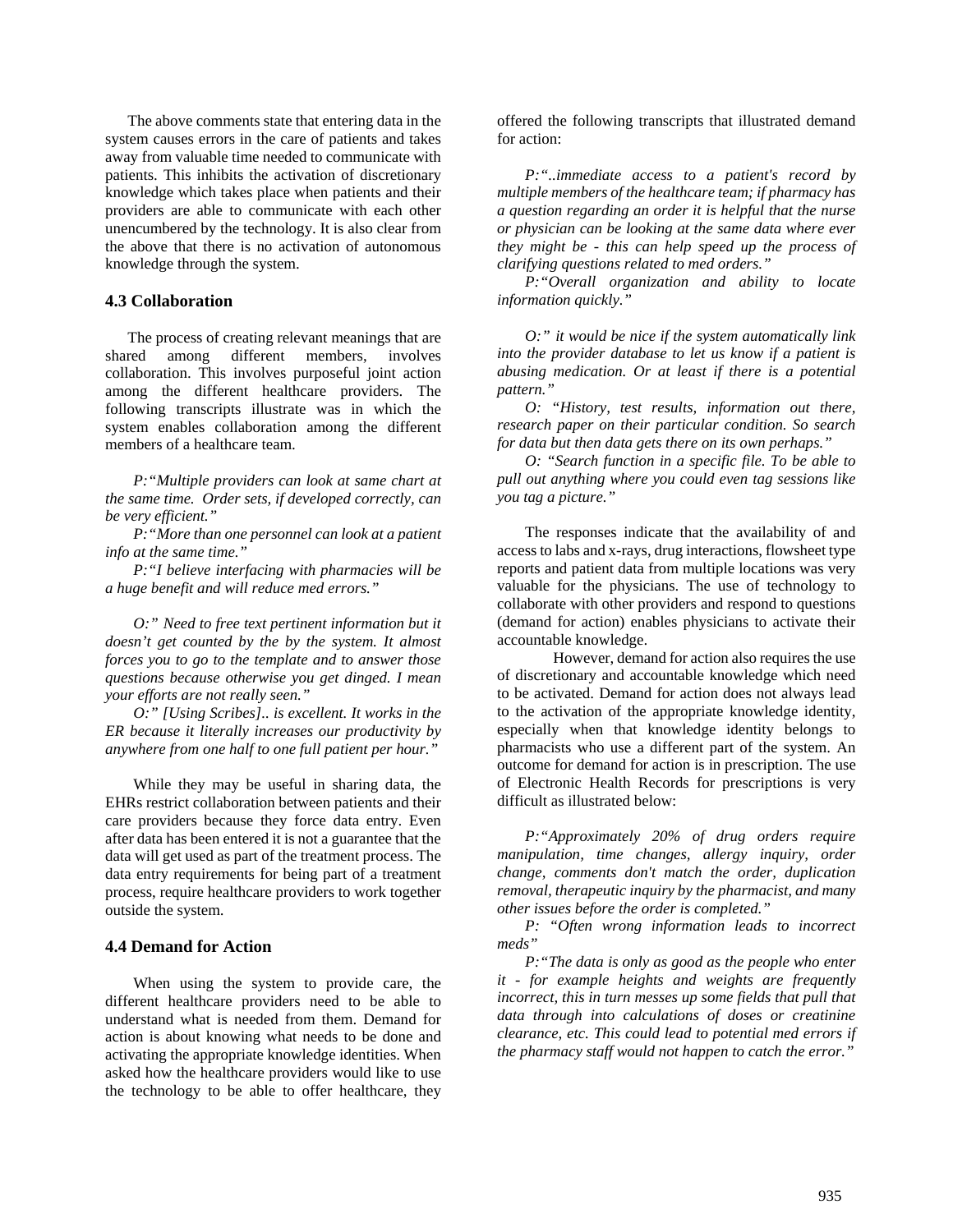The above comments state that entering data in the system causes errors in the care of patients and takes away from valuable time needed to communicate with patients. This inhibits the activation of discretionary knowledge which takes place when patients and their providers are able to communicate with each other unencumbered by the technology. It is also clear from the above that there is no activation of autonomous knowledge through the system.

### 4.3 Collaboration

The process of creating relevant meanings that are shared among different members, involves collaboration. This involves purposeful joint action among the different healthcare providers. The following transcripts illustrate was in which the system enables collaboration among the different members of a healthcare team.

*P:"Multiple providers can look at same chart at the same time. Order sets, if developed correctly, can be very efficient."*

*P:"More than one personnel can look at a patient info at the same time."*

*P:"I believe interfacing with pharmacies will be a huge benefit and will reduce med errors."*

*O:" Need to free text pertinent information but it doesn't get counted by the by the system. It almost forces you to go to the template and to answer those questions because otherwise you get dinged. I mean your efforts are not really seen."*

*O:" [Using Scribes].. is excellent. It works in the ER because it literally increases our productivity by anywhere from one half to one full patient per hour."*

While they may be useful in sharing data, the EHRs restrict collaboration between patients and their care providers because they force data entry. Even after data has been entered it is not a guarantee that the data will get used as part of the treatment process. The data entry requirements for being part of a treatment process, require healthcare providers to work together outside the system.

### 4.4 Demand for Action

When using the system to provide care, the different healthcare providers need to be able to understand what is needed from them. Demand for action is about knowing what needs to be done and activating the appropriate knowledge identities. When asked how the healthcare providers would like to use the technology to be able to offer healthcare, they offered the following transcripts that illustrated demand for action:

*P:"..immediate access to a patient's record by multiple members of the healthcare team; if pharmacy has a question regarding an order it is helpful that the nurse or physician can be looking at the same data where ever they might be - this can help speed up the process of clarifying questions related to med orders."*

*P:"Overall organization and ability to locate information quickly."*

*O:" it would be nice if the system automatically link into the provider database to let us know if a patient is abusing medication. Or at least if there is a potential pattern."*

*O: "History, test results, information out there, research paper on their particular condition. So search for data but then data gets there on its own perhaps."*

*O: "Search function in a specific file. To be able to pull out anything where you could even tag sessions like you tag a picture."*

The responses indicate that the availability of and access to labs and x-rays, drug interactions, flowsheet type reports and patient data from multiple locations was very valuable for the physicians. The use of technology to collaborate with other providers and respond to questions (demand for action) enables physicians to activate their accountable knowledge.

However, demand for action also requires the use of discretionary and accountable knowledge which need to be activated. Demand for action does not always lead to the activation of the appropriate knowledge identity, especially when that knowledge identity belongs to pharmacists who use a different part of the system. An outcome for demand for action is in prescription. The use of Electronic Health Records for prescriptions is very difficult as illustrated below:

*P:"Approximately 20% of drug orders require manipulation, time changes, allergy inquiry, order change, comments don't match the order, duplication removal, therapeutic inquiry by the pharmacist, and many other issues before the order is completed."*

*P: "Often wrong information leads to incorrect meds"*

*P:"The data is only as good as the people who enter it - for example heights and weights are frequently incorrect, this in turn messes up some fields that pull that data through into calculations of doses or creatinine clearance, etc. This could lead to potential med errors if the pharmacy staff would not happen to catch the error."*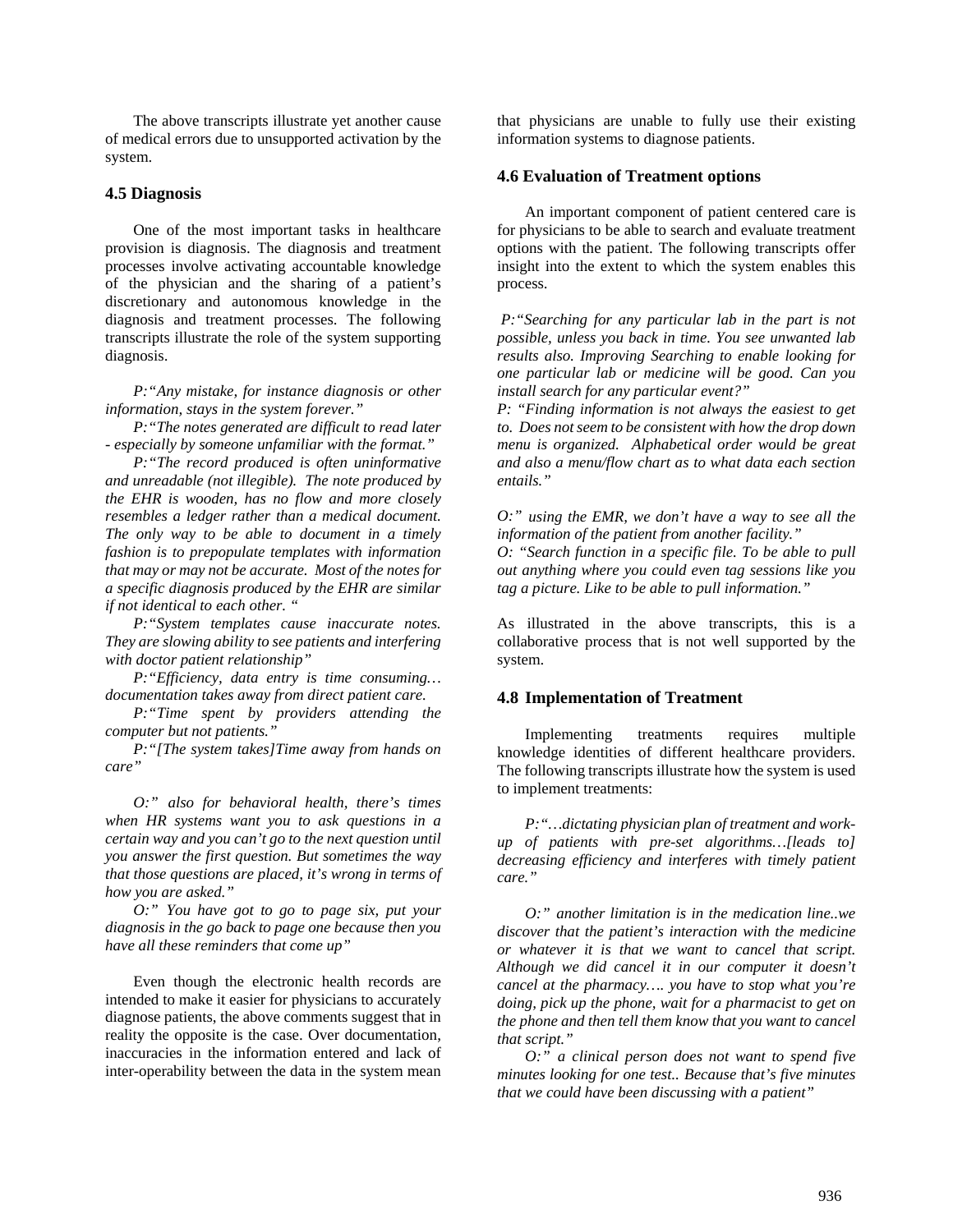The above transcripts illustrate yet another cause of medical errors due to unsupported activation by the system.

### 4.5 Diagnosis

One of the most important tasks in healthcare provision is diagnosis. The diagnosis and treatment processes involve activating accountable knowledge of the physician and the sharing of a patient's discretionary and autonomous knowledge in the diagnosis and treatment processes. The following transcripts illustrate the role of the system supporting diagnosis.

*P:"Any mistake, for instance diagnosis or other information, stays in the system forever."*

*P:"The notes generated are difficult to read later - especially by someone unfamiliar with the format."*

*P:"The record produced is often uninformative and unreadable (not illegible). The note produced by the EHR is wooden, has no flow and more closely resembles a ledger rather than a medical document. The only way to be able to document in a timely fashion is to prepopulate templates with information that may or may not be accurate. Most of the notes for a specific diagnosis produced by the EHR are similar if not identical to each other. "*

*P:"System templates cause inaccurate notes. They are slowing ability to see patients and interfering with doctor patient relationship"*

*P:"Efficiency, data entry is time consuming… documentation takes away from direct patient care.*

*P:"Time spent by providers attending the computer but not patients."*

*P:"[The system takes]Time away from hands on care"*

*O:" also for behavioral health, there's times when HR systems want you to ask questions in a certain way and you can't go to the next question until you answer the first question. But sometimes the way that those questions are placed, it's wrong in terms of how you are asked."*

*O:" You have got to go to page six, put your diagnosis in the go back to page one because then you have all these reminders that come up"*

Even though the electronic health records are intended to make it easier for physicians to accurately diagnose patients, the above comments suggest that in reality the opposite is the case. Over documentation, inaccuracies in the information entered and lack of inter-operability between the data in the system mean that physicians are unable to fully use their existing information systems to diagnose patients.

### 4.6 Evaluation of Treatment options

An important component of patient centered care is for physicians to be able to search and evaluate treatment options with the patient. The following transcripts offer insight into the extent to which the system enables this process.

*P:"Searching for any particular lab in the part is not possible, unless you back in time. You see unwanted lab results also. Improving Searching to enable looking for one particular lab or medicine will be good. Can you install search for any particular event?"*

*P: "Finding information is not always the easiest to get to. Does not seem to be consistent with how the drop down menu is organized. Alphabetical order would be great and also a menu/flow chart as to what data each section entails."*

*O:" using the EMR, we don't have a way to see all the information of the patient from another facility."*

*O: "Search function in a specific file. To be able to pull out anything where you could even tag sessions like you tag a picture. Like to be able to pull information."*

As illustrated in the above transcripts, this is a collaborative process that is not well supported by the system.

### 4.8 Implementation of Treatment

Implementing treatments requires multiple knowledge identities of different healthcare providers. The following transcripts illustrate how the system is used to implement treatments:

*P:"…dictating physician plan of treatment and work-up of patients with pre-set algorithms…[leads to] decreasing efficiency and interferes with timely patient care."*

*O:" another limitation is in the medication line..we discover that the patient's interaction with the medicine or whatever it is that we want to cancel that script. Although we did cancel it in our computer it doesn't cancel at the pharmacy…. you have to stop what you're doing, pick up the phone, wait for a pharmacist to get on the phone and then tell them know that you want to cancel that script."*

*O:" a clinical person does not want to spend five minutes looking for one test.. Because that's five minutes that we could have been discussing with a patient"*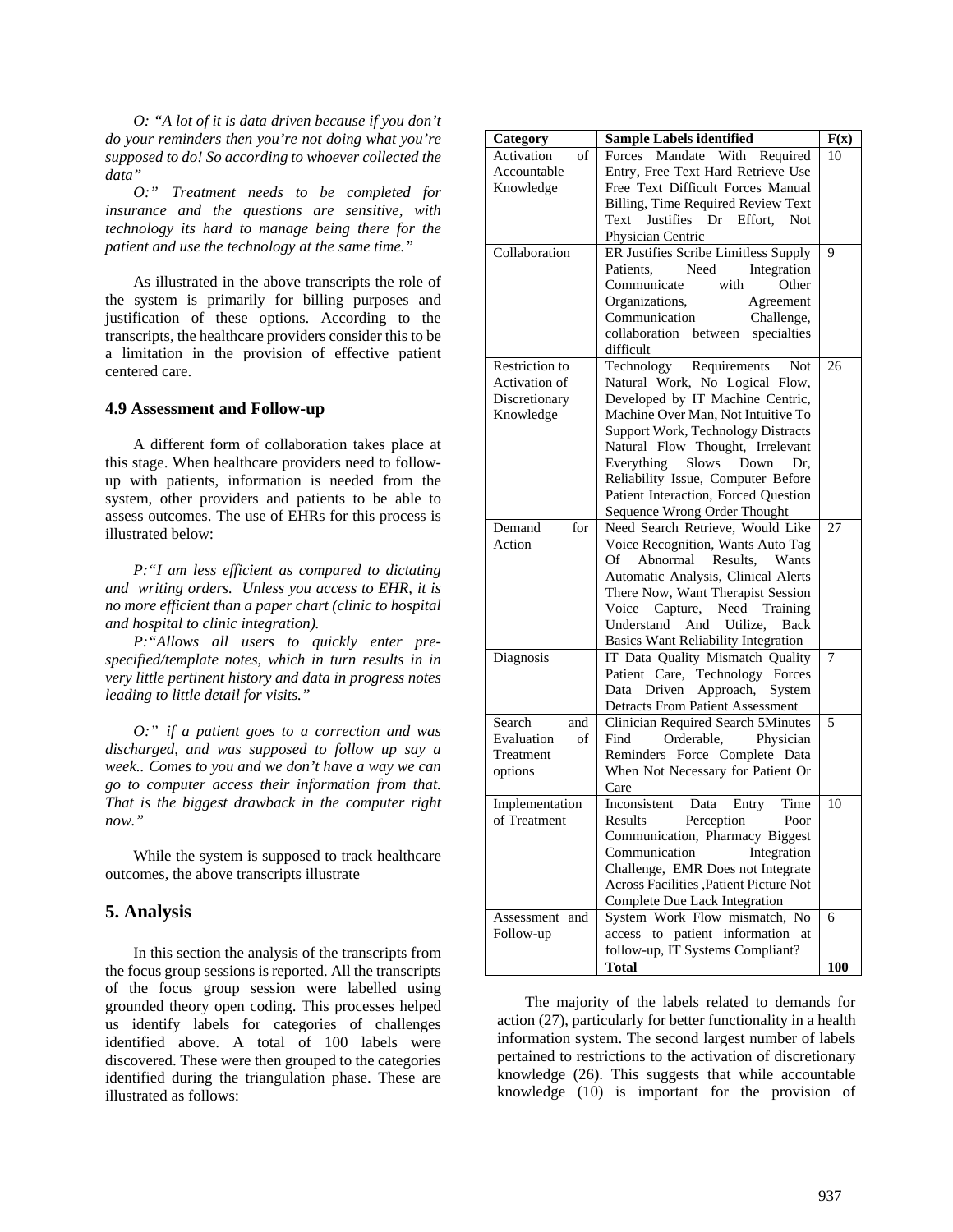*O: "A lot of it is data driven because if you don't do your reminders then you're not doing what you're supposed to do! So according to whoever collected the data"*

*O:" Treatment needs to be completed for insurance and the questions are sensitive, with technology its hard to manage being there for the patient and use the technology at the same time."*

As illustrated in the above transcripts the role of the system is primarily for billing purposes and justification of these options. According to the transcripts, the healthcare providers consider this to be a limitation in the provision of effective patient centered care.

### 4.9 Assessment and Follow-up

A different form of collaboration takes place at this stage. When healthcare providers need to follow-up with patients, information is needed from the system, other providers and patients to be able to assess outcomes. The use of EHRs for this process is illustrated below:

*P:"I am less efficient as compared to dictating and writing orders. Unless you access to EHR, it is no more efficient than a paper chart (clinic to hospital and hospital to clinic integration).*

*P:"Allows all users to quickly enter pre-specified/template notes, which in turn results in in very little pertinent history and data in progress notes leading to little detail for visits."*

*O:" if a patient goes to a correction and was discharged, and was supposed to follow up say a week.. Comes to you and we don't have a way we can go to computer access their information from that. That is the biggest drawback in the computer right now."*

While the system is supposed to track healthcare outcomes, the above transcripts illustrate

## 5. Analysis

In this section the analysis of the transcripts from the focus group sessions is reported. All the transcripts of the focus group session were labelled using grounded theory open coding. This processes helped us identify labels for categories of challenges identified above. A total of 100 labels were discovered. These were then grouped to the categories identified during the triangulation phase. These are illustrated as follows:

| Category | Sample Labels identified | F(x) |
|---|---|---|
| Activation of Accountable Knowledge | Forces Mandate With Required Entry, Free Text Hard Retrieve Use Free Text Difficult Forces Manual Billing, Time Required Review Text Text Justifies Dr Effort, Not Physician Centric | 10 |
| Collaboration | ER Justifies Scribe Limitless Supply Patients, Need Integration Communicate with Other Organizations, Agreement Communication Challenge, collaboration between specialties difficult | 9 |
| Restriction to Activation of Discretionary Knowledge | Technology Requirements Not Natural Work, No Logical Flow, Developed by IT Machine Centric, Machine Over Man, Not Intuitive To Support Work, Technology Distracts Natural Flow Thought, Irrelevant Everything Slows Down Dr, Reliability Issue, Computer Before Patient Interaction, Forced Question Sequence Wrong Order Thought | 26 |
| Demand for Action | Need Search Retrieve, Would Like Voice Recognition, Wants Auto Tag Of Abnormal Results, Wants Automatic Analysis, Clinical Alerts There Now, Want Therapist Session Voice Capture, Need Training Understand And Utilize, Back Basics Want Reliability Integration | 27 |
| Diagnosis | IT Data Quality Mismatch Quality Patient Care, Technology Forces Data Driven Approach, System Detracts From Patient Assessment | 7 |
| Search and Evaluation of Treatment options | Clinician Required Search 5Minutes Find Orderable, Physician Reminders Force Complete Data When Not Necessary for Patient Or Care | 5 |
| Implementation of Treatment | Inconsistent Data Entry Time Results Perception Poor Communication, Pharmacy Biggest Communication Integration Challenge, EMR Does not Integrate Across Facilities ,Patient Picture Not Complete Due Lack Integration | 10 |
| Assessment and Follow-up | System Work Flow mismatch, No access to patient information at follow-up, IT Systems Compliant? | 6 |
| | **Total** | **100** |

The majority of the labels related to demands for action (27), particularly for better functionality in a health information system. The second largest number of labels pertained to restrictions to the activation of discretionary knowledge (26). This suggests that while accountable knowledge (10) is important for the provision of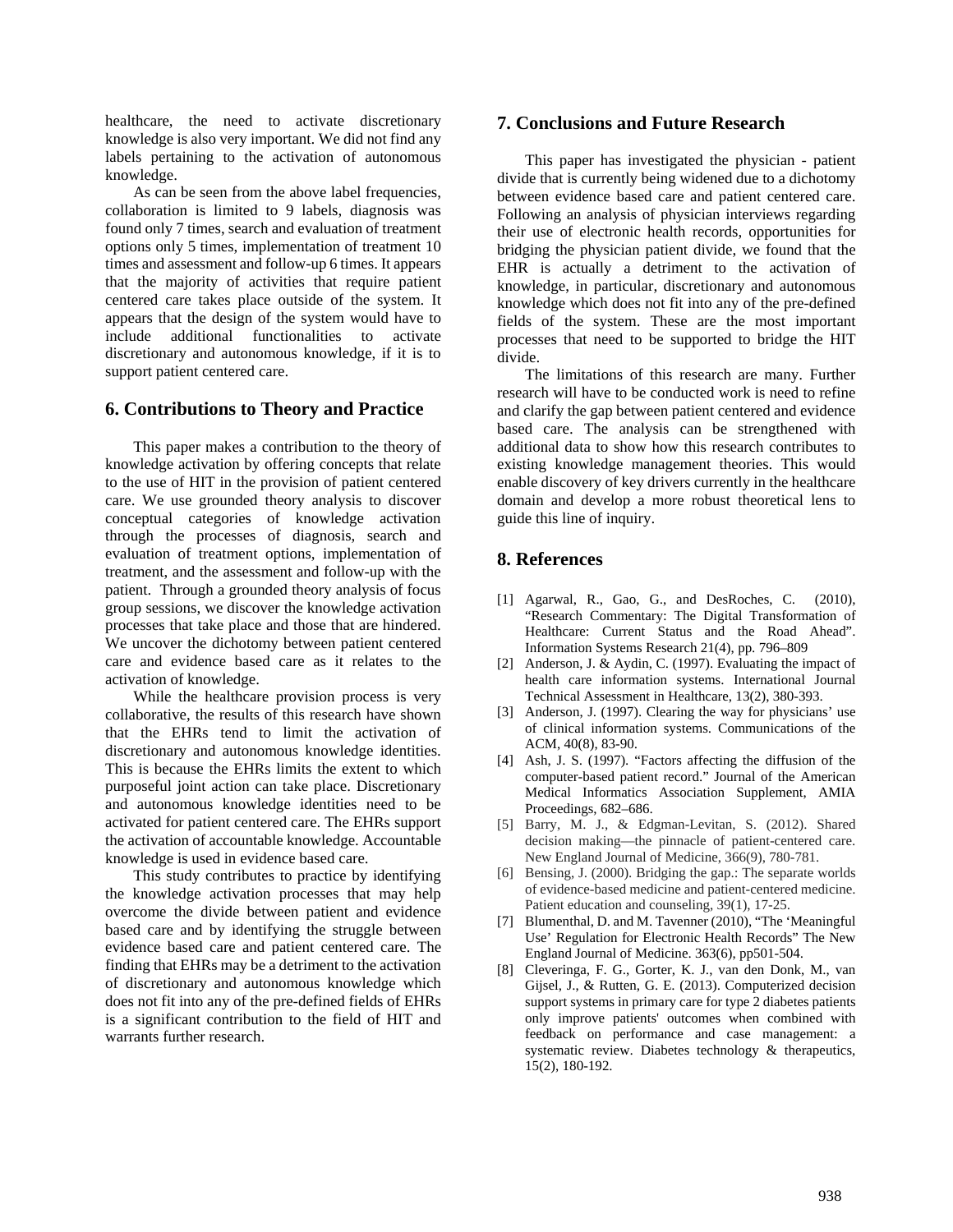healthcare, the need to activate discretionary knowledge is also very important. We did not find any labels pertaining to the activation of autonomous knowledge.

As can be seen from the above label frequencies, collaboration is limited to 9 labels, diagnosis was found only 7 times, search and evaluation of treatment options only 5 times, implementation of treatment 10 times and assessment and follow-up 6 times. It appears that the majority of activities that require patient centered care takes place outside of the system. It appears that the design of the system would have to include additional functionalities to activate discretionary and autonomous knowledge, if it is to support patient centered care.

## 6. Contributions to Theory and Practice

This paper makes a contribution to the theory of knowledge activation by offering concepts that relate to the use of HIT in the provision of patient centered care. We use grounded theory analysis to discover conceptual categories of knowledge activation through the processes of diagnosis, search and evaluation of treatment options, implementation of treatment, and the assessment and follow-up with the patient. Through a grounded theory analysis of focus group sessions, we discover the knowledge activation processes that take place and those that are hindered. We uncover the dichotomy between patient centered care and evidence based care as it relates to the activation of knowledge.

While the healthcare provision process is very collaborative, the results of this research have shown that the EHRs tend to limit the activation of discretionary and autonomous knowledge identities. This is because the EHRs limits the extent to which purposeful joint action can take place. Discretionary and autonomous knowledge identities need to be activated for patient centered care. The EHRs support the activation of accountable knowledge. Accountable knowledge is used in evidence based care.

This study contributes to practice by identifying the knowledge activation processes that may help overcome the divide between patient and evidence based care and by identifying the struggle between evidence based care and patient centered care. The finding that EHRs may be a detriment to the activation of discretionary and autonomous knowledge which does not fit into any of the pre-defined fields of EHRs is a significant contribution to the field of HIT and warrants further research.

## 7. Conclusions and Future Research

This paper has investigated the physician - patient divide that is currently being widened due to a dichotomy between evidence based care and patient centered care. Following an analysis of physician interviews regarding their use of electronic health records, opportunities for bridging the physician patient divide, we found that the EHR is actually a detriment to the activation of knowledge, in particular, discretionary and autonomous knowledge which does not fit into any of the pre-defined fields of the system. These are the most important processes that need to be supported to bridge the HIT divide.

The limitations of this research are many. Further research will have to be conducted work is need to refine and clarify the gap between patient centered and evidence based care. The analysis can be strengthened with additional data to show how this research contributes to existing knowledge management theories. This would enable discovery of key drivers currently in the healthcare domain and develop a more robust theoretical lens to guide this line of inquiry.

## 8. References

[1] Agarwal, R., Gao, G., and DesRoches, C. (2010), "Research Commentary: The Digital Transformation of Healthcare: Current Status and the Road Ahead". Information Systems Research 21(4), pp. 796–809

[2] Anderson, J. & Aydin, C. (1997). Evaluating the impact of health care information systems. International Journal Technical Assessment in Healthcare, 13(2), 380-393.

[3] Anderson, J. (1997). Clearing the way for physicians' use of clinical information systems. Communications of the ACM, 40(8), 83-90.

[4] Ash, J. S. (1997). "Factors affecting the diffusion of the computer-based patient record." Journal of the American Medical Informatics Association Supplement, AMIA Proceedings, 682–686.

[5] Barry, M. J., & Edgman-Levitan, S. (2012). Shared decision making—the pinnacle of patient-centered care. New England Journal of Medicine, 366(9), 780-781.

[6] Bensing, J. (2000). Bridging the gap.: The separate worlds of evidence-based medicine and patient-centered medicine. Patient education and counseling, 39(1), 17-25.

[7] Blumenthal, D. and M. Tavenner (2010), "The 'Meaningful Use' Regulation for Electronic Health Records" The New England Journal of Medicine. 363(6), pp501-504.

[8] Cleveringa, F. G., Gorter, K. J., van den Donk, M., van Gijsel, J., & Rutten, G. E. (2013). Computerized decision support systems in primary care for type 2 diabetes patients only improve patients' outcomes when combined with feedback on performance and case management: a systematic review. Diabetes technology & therapeutics, 15(2), 180-192.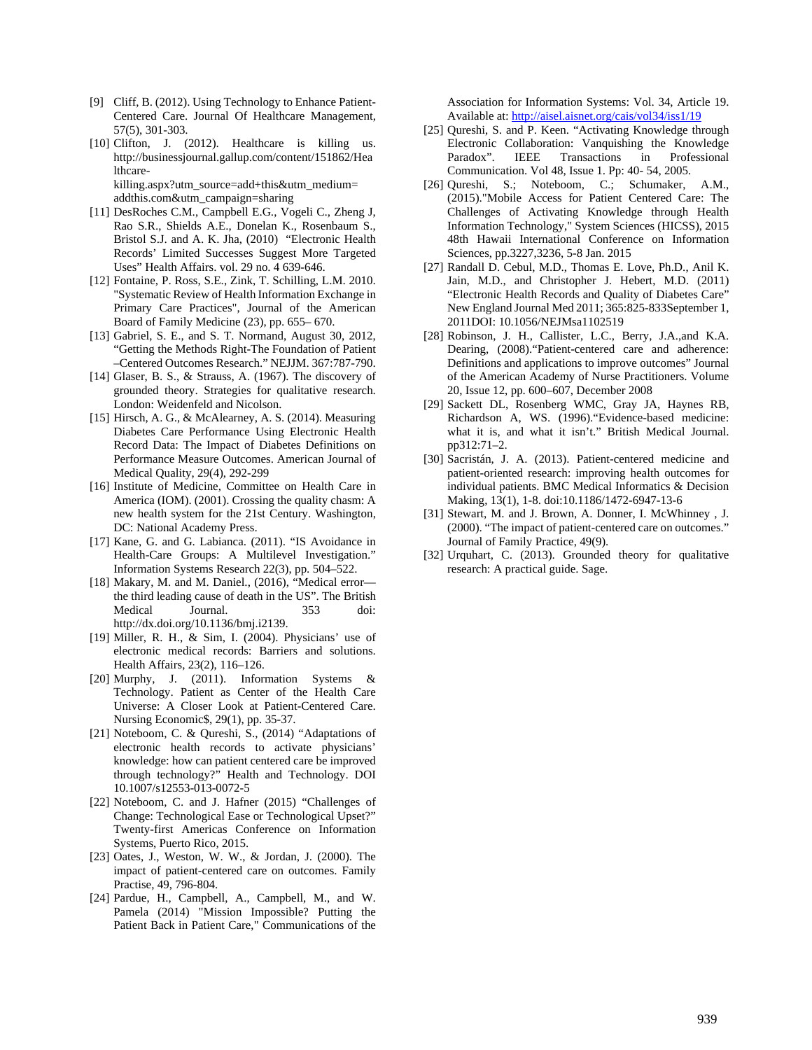[9] Cliff, B. (2012). Using Technology to Enhance Patient-Centered Care. Journal Of Healthcare Management, 57(5), 301-303.

[10] Clifton, J. (2012). Healthcare is killing us. http://businessjournal.gallup.com/content/151862/Healthcare-killing.aspx?utm_source=add+this&utm_medium=addthis.com&utm_campaign=sharing

[11] DesRoches C.M., Campbell E.G., Vogeli C., Zheng J, Rao S.R., Shields A.E., Donelan K., Rosenbaum S., Bristol S.J. and A. K. Jha, (2010) "Electronic Health Records' Limited Successes Suggest More Targeted Uses" Health Affairs. vol. 29 no. 4 639-646.

[12] Fontaine, P. Ross, S.E., Zink, T. Schilling, L.M. 2010. "Systematic Review of Health Information Exchange in Primary Care Practices", Journal of the American Board of Family Medicine (23), pp. 655– 670.

[13] Gabriel, S. E., and S. T. Normand, August 30, 2012, "Getting the Methods Right-The Foundation of Patient –Centered Outcomes Research." NEJJM. 367:787-790.

[14] Glaser, B. S., & Strauss, A. (1967). The discovery of grounded theory. Strategies for qualitative research. London: Weidenfeld and Nicolson.

[15] Hirsch, A. G., & McAlearney, A. S. (2014). Measuring Diabetes Care Performance Using Electronic Health Record Data: The Impact of Diabetes Definitions on Performance Measure Outcomes. American Journal of Medical Quality, 29(4), 292-299

[16] Institute of Medicine, Committee on Health Care in America (IOM). (2001). Crossing the quality chasm: A new health system for the 21st Century. Washington, DC: National Academy Press.

[17] Kane, G. and G. Labianca. (2011). "IS Avoidance in Health-Care Groups: A Multilevel Investigation." Information Systems Research 22(3), pp. 504–522.

[18] Makary, M. and M. Daniel., (2016), "Medical error—the third leading cause of death in the US". The British Medical Journal. 353 doi: http://dx.doi.org/10.1136/bmj.i2139.

[19] Miller, R. H., & Sim, I. (2004). Physicians' use of electronic medical records: Barriers and solutions. Health Affairs, 23(2), 116–126.

[20] Murphy, J. (2011). Information Systems & Technology. Patient as Center of the Health Care Universe: A Closer Look at Patient-Centered Care. Nursing Economic$, 29(1), pp. 35-37.

[21] Noteboom, C. & Qureshi, S., (2014) "Adaptations of electronic health records to activate physicians' knowledge: how can patient centered care be improved through technology?" Health and Technology. DOI 10.1007/s12553-013-0072-5

[22] Noteboom, C. and J. Hafner (2015) "Challenges of Change: Technological Ease or Technological Upset?" Twenty-first Americas Conference on Information Systems, Puerto Rico, 2015.

[23] Oates, J., Weston, W. W., & Jordan, J. (2000). The impact of patient-centered care on outcomes. Family Practise, 49, 796-804.

[24] Pardue, H., Campbell, A., Campbell, M., and W. Pamela (2014) "Mission Impossible? Putting the Patient Back in Patient Care," Communications of the Association for Information Systems: Vol. 34, Article 19. Available at: http://aisel.aisnet.org/cais/vol34/iss1/19

[25] Qureshi, S. and P. Keen. "Activating Knowledge through Electronic Collaboration: Vanquishing the Knowledge Paradox". IEEE Transactions in Professional Communication. Vol 48, Issue 1. Pp: 40- 54, 2005.

[26] Qureshi, S.; Noteboom, C.; Schumaker, A.M., (2015)."Mobile Access for Patient Centered Care: The Challenges of Activating Knowledge through Health Information Technology," System Sciences (HICSS), 2015 48th Hawaii International Conference on Information Sciences, pp.3227,3236, 5-8 Jan. 2015

[27] Randall D. Cebul, M.D., Thomas E. Love, Ph.D., Anil K. Jain, M.D., and Christopher J. Hebert, M.D. (2011) "Electronic Health Records and Quality of Diabetes Care" New England Journal Med 2011; 365:825-833September 1, 2011DOI: 10.1056/NEJMsa1102519

[28] Robinson, J. H., Callister, L.C., Berry, J.A.,and K.A. Dearing, (2008)."Patient-centered care and adherence: Definitions and applications to improve outcomes" Journal of the American Academy of Nurse Practitioners. Volume 20, Issue 12, pp. 600–607, December 2008

[29] Sackett DL, Rosenberg WMC, Gray JA, Haynes RB, Richardson A, WS. (1996)."Evidence-based medicine: what it is, and what it isn't." British Medical Journal. pp312:71–2.

[30] Sacristán, J. A. (2013). Patient-centered medicine and patient-oriented research: improving health outcomes for individual patients. BMC Medical Informatics & Decision Making, 13(1), 1-8. doi:10.1186/1472-6947-13-6

[31] Stewart, M. and J. Brown, A. Donner, I. McWhinney , J. (2000). "The impact of patient-centered care on outcomes." Journal of Family Practice, 49(9).

[32] Urquhart, C. (2013). Grounded theory for qualitative research: A practical guide. Sage.